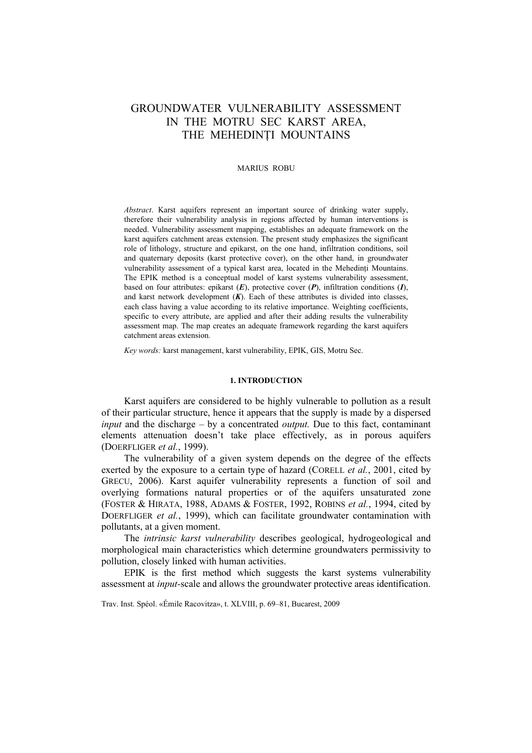# GROUNDWATER VULNERABILITY ASSESSMENT IN THE MOTRU SEC KARST AREA, THE MEHEDINȚI MOUNTAINS

MARIUS ROBU

*Abstract*. Karst aquifers represent an important source of drinking water supply, therefore their vulnerability analysis in regions affected by human interventions is needed. Vulnerability assessment mapping, establishes an adequate framework on the karst aquifers catchment areas extension. The present study emphasizes the significant role of lithology, structure and epikarst, on the one hand, infiltration conditions, soil and quaternary deposits (karst protective cover), on the other hand, in groundwater vulnerability assessment of a typical karst area, located in the Mehedinți Mountains. The EPIK method is a conceptual model of karst systems vulnerability assessment, based on four attributes: epikarst (***E***), protective cover (***P***), infiltration conditions (***I***), and karst network development (***K***). Each of these attributes is divided into classes, each class having a value according to its relative importance. Weighting coefficients, specific to every attribute, are applied and after their adding results the vulnerability assessment map. The map creates an adequate framework regarding the karst aquifers catchment areas extension.

*Key words:* karst management, karst vulnerability, EPIK, GIS, Motru Sec.

## 1. INTRODUCTION

Karst aquifers are considered to be highly vulnerable to pollution as a result of their particular structure, hence it appears that the supply is made by a dispersed *input* and the discharge – by a concentrated *output.* Due to this fact, contaminant elements attenuation doesn't take place effectively, as in porous aquifers (DOERFLIGER *et al.*, 1999).

The vulnerability of a given system depends on the degree of the effects exerted by the exposure to a certain type of hazard (CORELL *et al.*, 2001, cited by GRECU, 2006). Karst aquifer vulnerability represents a function of soil and overlying formations natural properties or of the aquifers unsaturated zone (FOSTER & HIRATA, 1988, ADAMS & FOSTER, 1992, ROBINS *et al.*, 1994, cited by DOERFLIGER *et al.*, 1999), which can facilitate groundwater contamination with pollutants, at a given moment.

The *intrinsic karst vulnerability* describes geological, hydrogeological and morphological main characteristics which determine groundwaters permissivity to pollution, closely linked with human activities.

EPIK is the first method which suggests the karst systems vulnerability assessment at *input*-scale and allows the groundwater protective areas identification.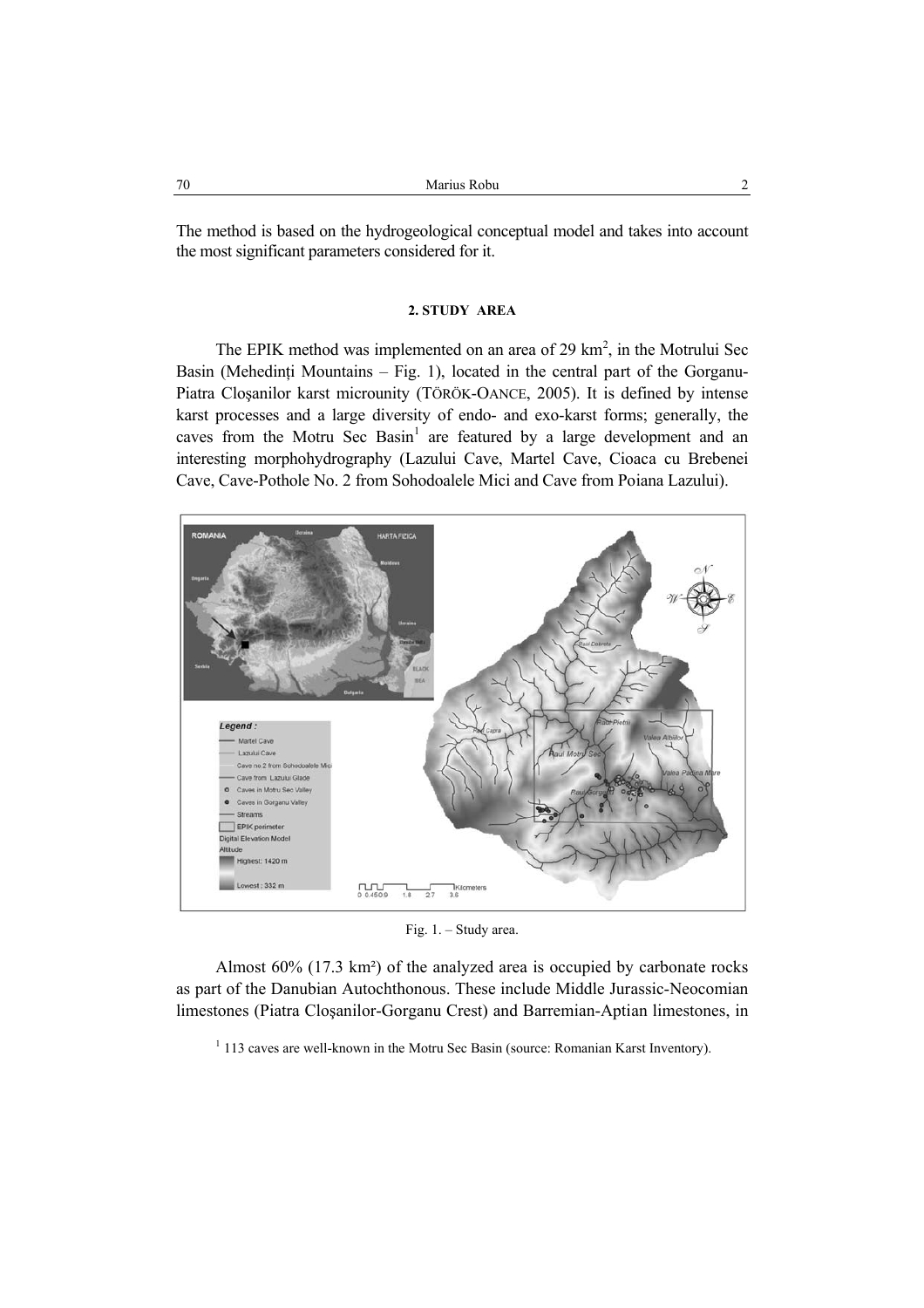The method is based on the hydrogeological conceptual model and takes into account the most significant parameters considered for it.

## 2. STUDY AREA

The EPIK method was implemented on an area of 29 km$^2$, in the Motrului Sec Basin (Mehedinți Mountains – Fig. 1), located in the central part of the Gorganu-Piatra Cloşanilor karst microunity (TÖRÖK-OANCE, 2005). It is defined by intense karst processes and a large diversity of endo- and exo-karst forms; generally, the caves from the Motru Sec Basin[1] are featured by a large development and an interesting morphohydrography (Lazului Cave, Martel Cave, Cioaca cu Brebenei Cave, Cave-Pothole No. 2 from Sohodoalele Mici and Cave from Poiana Lazului).

Fig. 1. – Study area.

Almost 60% (17.3 km²) of the analyzed area is occupied by carbonate rocks as part of the Danubian Autochthonous. These include Middle Jurassic-Neocomian limestones (Piatra Cloşanilor-Gorganu Crest) and Barremian-Aptian limestones, in

[1] 113 caves are well-known in the Motru Sec Basin (source: Romanian Karst Inventory).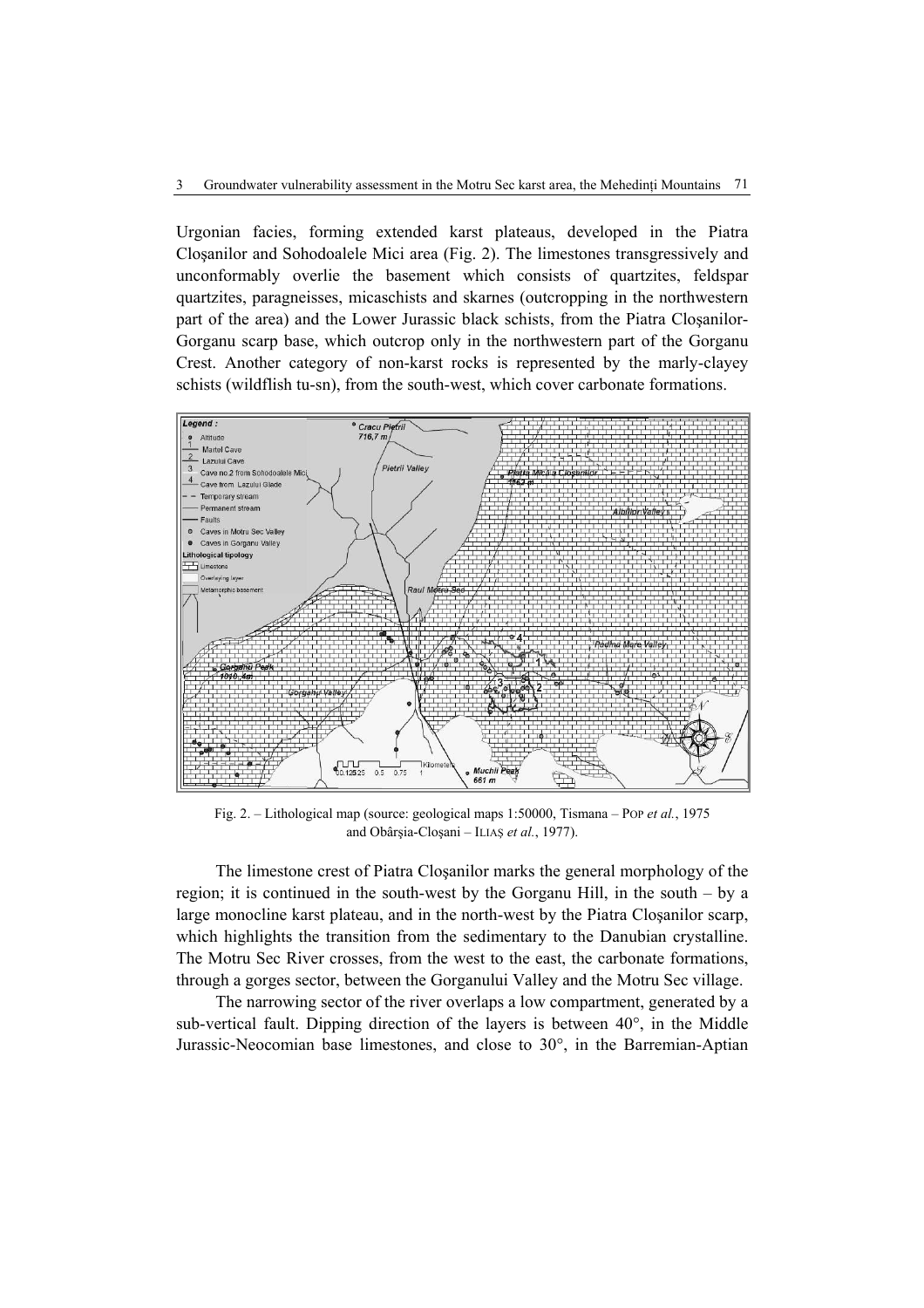Urgonian facies, forming extended karst plateaus, developed in the Piatra Cloşanilor and Sohodoalele Mici area (Fig. 2). The limestones transgressively and unconformably overlie the basement which consists of quartzites, feldspar quartzites, paragneisses, micaschists and skarnes (outcropping in the northwestern part of the area) and the Lower Jurassic black schists, from the Piatra Cloşanilor-Gorganu scarp base, which outcrop only in the northwestern part of the Gorganu Crest. Another category of non-karst rocks is represented by the marly-clayey schists (wildflish tu-sn), from the south-west, which cover carbonate formations.

Fig. 2. – Lithological map (source: geological maps 1:50000, Tismana – POP *et al.*, 1975 and Obârşia-Cloşani – ILIAŞ *et al.*, 1977).

The limestone crest of Piatra Cloşanilor marks the general morphology of the region; it is continued in the south-west by the Gorganu Hill, in the south – by a large monocline karst plateau, and in the north-west by the Piatra Cloşanilor scarp, which highlights the transition from the sedimentary to the Danubian crystalline. The Motru Sec River crosses, from the west to the east, the carbonate formations, through a gorges sector, between the Gorganului Valley and the Motru Sec village.

The narrowing sector of the river overlaps a low compartment, generated by a sub-vertical fault. Dipping direction of the layers is between 40°, in the Middle Jurassic-Neocomian base limestones, and close to 30°, in the Barremian-Aptian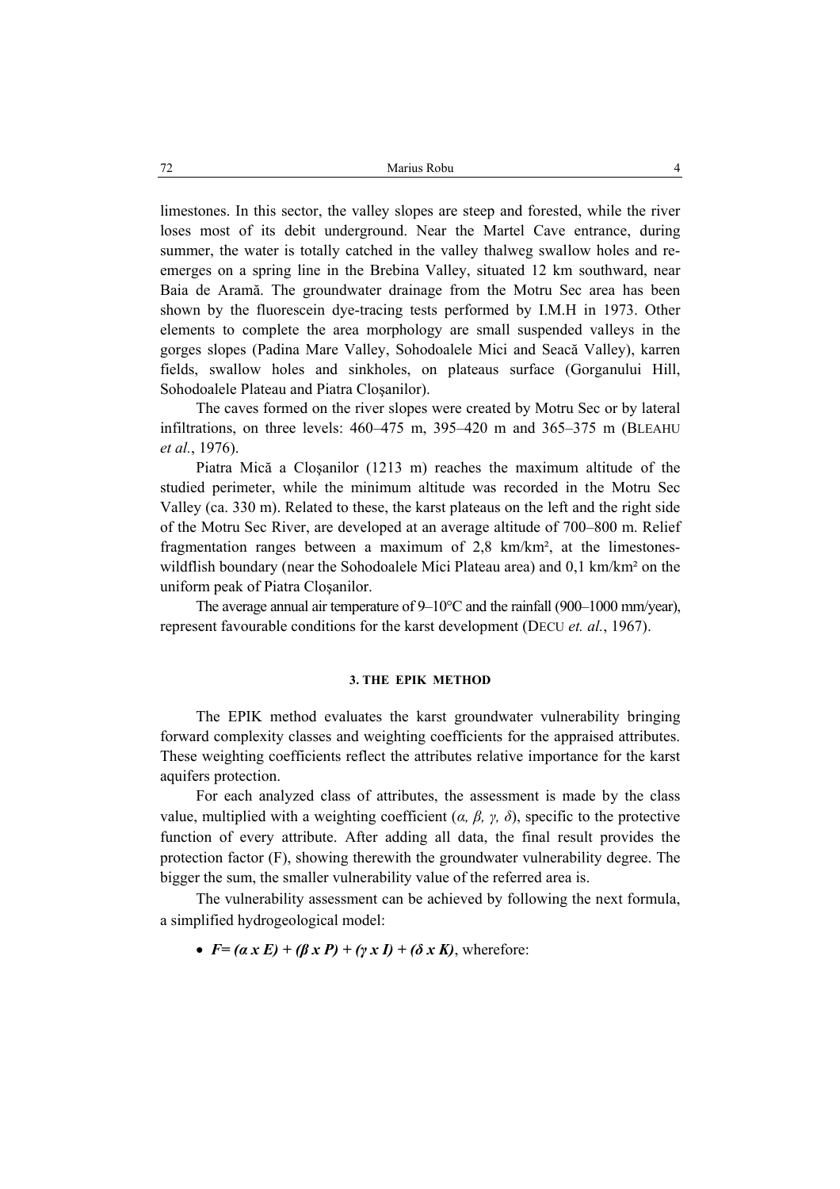limestones. In this sector, the valley slopes are steep and forested, while the river loses most of its debit underground. Near the Martel Cave entrance, during summer, the water is totally catched in the valley thalweg swallow holes and re-emerges on a spring line in the Brebina Valley, situated 12 km southward, near Baia de Aramă. The groundwater drainage from the Motru Sec area has been shown by the fluorescein dye-tracing tests performed by I.M.H in 1973. Other elements to complete the area morphology are small suspended valleys in the gorges slopes (Padina Mare Valley, Sohodoalele Mici and Seacă Valley), karren fields, swallow holes and sinkholes, on plateaus surface (Gorganului Hill, Sohodoalele Plateau and Piatra Cloşanilor).

The caves formed on the river slopes were created by Motru Sec or by lateral infiltrations, on three levels: 460–475 m, 395–420 m and 365–375 m (BLEAHU *et al.*, 1976).

Piatra Mică a Cloşanilor (1213 m) reaches the maximum altitude of the studied perimeter, while the minimum altitude was recorded in the Motru Sec Valley (ca. 330 m). Related to these, the karst plateaus on the left and the right side of the Motru Sec River, are developed at an average altitude of 700–800 m. Relief fragmentation ranges between a maximum of 2,8 km/km², at the limestones-wildflish boundary (near the Sohodoalele Mici Plateau area) and 0,1 km/km² on the uniform peak of Piatra Cloşanilor.

The average annual air temperature of 9–10°C and the rainfall (900–1000 mm/year), represent favourable conditions for the karst development (DECU *et. al.*, 1967).

## 3. THE EPIK METHOD

The EPIK method evaluates the karst groundwater vulnerability bringing forward complexity classes and weighting coefficients for the appraised attributes. These weighting coefficients reflect the attributes relative importance for the karst aquifers protection.

For each analyzed class of attributes, the assessment is made by the class value, multiplied with a weighting coefficient ($\alpha, \beta, \gamma, \delta$), specific to the protective function of every attribute. After adding all data, the final result provides the protection factor (F), showing therewith the groundwater vulnerability degree. The bigger the sum, the smaller vulnerability value of the referred area is.

The vulnerability assessment can be achieved by following the next formula, a simplified hydrogeological model:

- $F = (\alpha \times E) + (\beta \times P) + (\gamma \times I) + (\delta \times K)$, wherefore: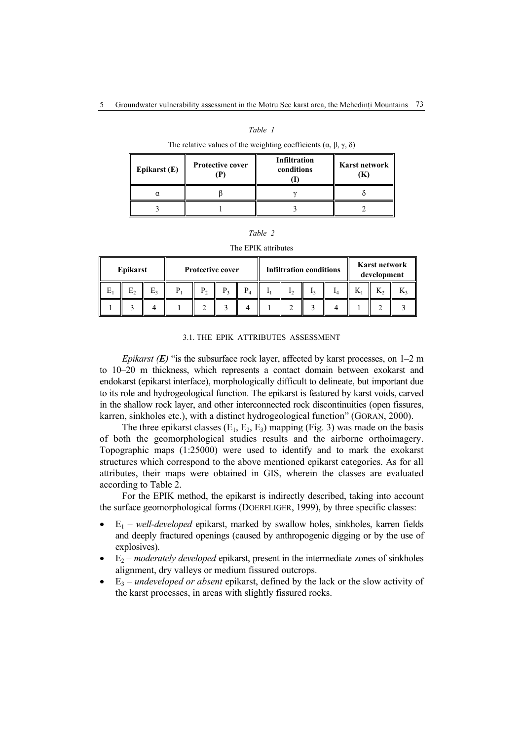*Table 1*

The relative values of the weighting coefficients (α, β, γ, δ)

| Epikarst (E) | Protective cover (P) | Infiltration conditions (I) | Karst network (K) |
|---|---|---|---|
| α | β | γ | δ |
| 3 | 1 | 3 | 2 |

*Table 2*

The EPIK attributes

| Epikarst | | | Protective cover | | | | Infiltration conditions | | | | Karst network development | | |
|---|---|---|---|---|---|---|---|---|---|---|---|---|---|
| $E_1$ | $E_2$ | $E_3$ | $P_1$ | $P_2$ | $P_3$ | $P_4$ | $I_1$ | $I_2$ | $I_3$ | $I_4$ | $K_1$ | $K_2$ | $K_3$ |
| 1 | 3 | 4 | 1 | 2 | 3 | 4 | 1 | 2 | 3 | 4 | 1 | 2 | 3 |

### 3.1. THE EPIK ATTRIBUTES ASSESSMENT

*Epikarst (**E**)* "is the subsurface rock layer, affected by karst processes, on 1–2 m to 10–20 m thickness, which represents a contact domain between exokarst and endokarst (epikarst interface), morphologically difficult to delineate, but important due to its role and hydrogeological function. The epikarst is featured by karst voids, carved in the shallow rock layer, and other interconnected rock discontinuities (open fissures, karren, sinkholes etc.), with a distinct hydrogeological function" (GORAN, 2000).

The three epikarst classes ($E_1$, $E_2$, $E_3$) mapping (Fig. 3) was made on the basis of both the geomorphological studies results and the airborne orthoimagery. Topographic maps (1:25000) were used to identify and to mark the exokarst structures which correspond to the above mentioned epikarst categories. As for all attributes, their maps were obtained in GIS, wherein the classes are evaluated according to Table 2.

For the EPIK method, the epikarst is indirectly described, taking into account the surface geomorphological forms (DOERFLIGER, 1999), by three specific classes:

- $E_1$ – *well-developed* epikarst, marked by swallow holes, sinkholes, karren fields and deeply fractured openings (caused by anthropogenic digging or by the use of explosives).
- $E_2$ – *moderately developed* epikarst, present in the intermediate zones of sinkholes alignment, dry valleys or medium fissured outcrops.
- $E_3$ – *undeveloped or absent* epikarst, defined by the lack or the slow activity of the karst processes, in areas with slightly fissured rocks.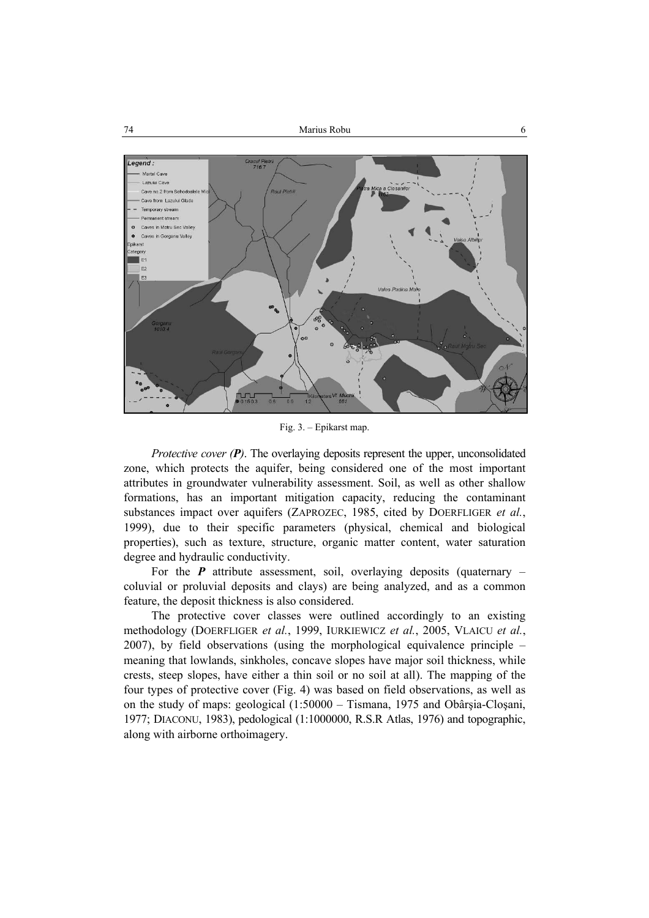Fig. 3. – Epikarst map.

*Protective cover (**P**)*. The overlaying deposits represent the upper, unconsolidated zone, which protects the aquifer, being considered one of the most important attributes in groundwater vulnerability assessment. Soil, as well as other shallow formations, has an important mitigation capacity, reducing the contaminant substances impact over aquifers (ZAPROZEC, 1985, cited by DOERFLIGER *et al.*, 1999), due to their specific parameters (physical, chemical and biological properties), such as texture, structure, organic matter content, water saturation degree and hydraulic conductivity.

For the ***P*** attribute assessment, soil, overlaying deposits (quaternary – coluvial or proluvial deposits and clays) are being analyzed, and as a common feature, the deposit thickness is also considered.

The protective cover classes were outlined accordingly to an existing methodology (DOERFLIGER *et al.*, 1999, IURKIEWICZ *et al.*, 2005, VLAICU *et al.*, 2007), by field observations (using the morphological equivalence principle – meaning that lowlands, sinkholes, concave slopes have major soil thickness, while crests, steep slopes, have either a thin soil or no soil at all). The mapping of the four types of protective cover (Fig. 4) was based on field observations, as well as on the study of maps: geological (1:50000 – Tismana, 1975 and Obârşia-Cloşani, 1977; DIACONU, 1983), pedological (1:1000000, R.S.R Atlas, 1976) and topographic, along with airborne orthoimagery.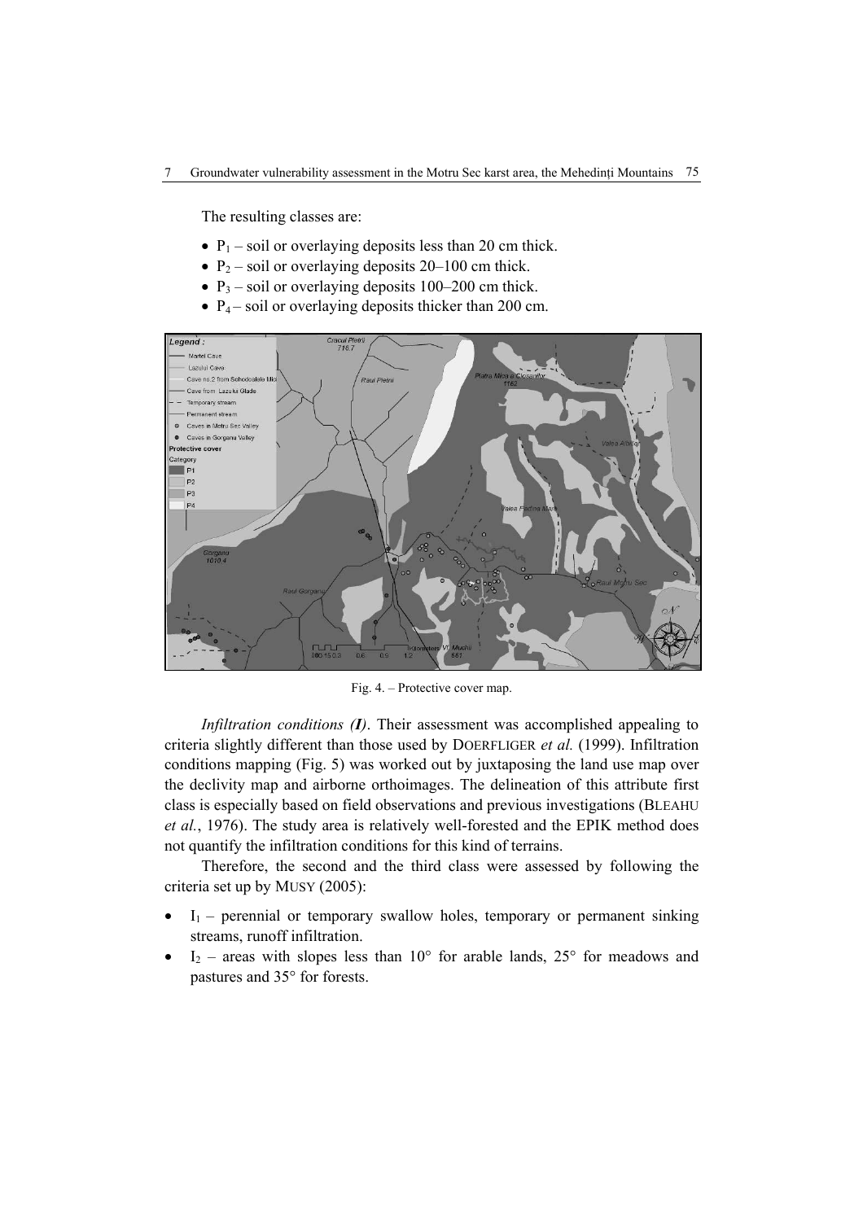The resulting classes are:

- $P_1$ – soil or overlaying deposits less than 20 cm thick.
- $P_2$ – soil or overlaying deposits 20–100 cm thick.
- $P_3$ – soil or overlaying deposits 100–200 cm thick.
- $P_4$ – soil or overlaying deposits thicker than 200 cm.

Fig. 4. – Protective cover map.

*Infiltration conditions (**I**)*. Their assessment was accomplished appealing to criteria slightly different than those used by DOERFLIGER *et al.* (1999). Infiltration conditions mapping (Fig. 5) was worked out by juxtaposing the land use map over the declivity map and airborne orthoimages. The delineation of this attribute first class is especially based on field observations and previous investigations (BLEAHU *et al.*, 1976). The study area is relatively well-forested and the EPIK method does not quantify the infiltration conditions for this kind of terrains.

Therefore, the second and the third class were assessed by following the criteria set up by MUSY (2005):

- $I_1$ – perennial or temporary swallow holes, temporary or permanent sinking streams, runoff infiltration.
- $I_2$ – areas with slopes less than 10° for arable lands, 25° for meadows and pastures and 35° for forests.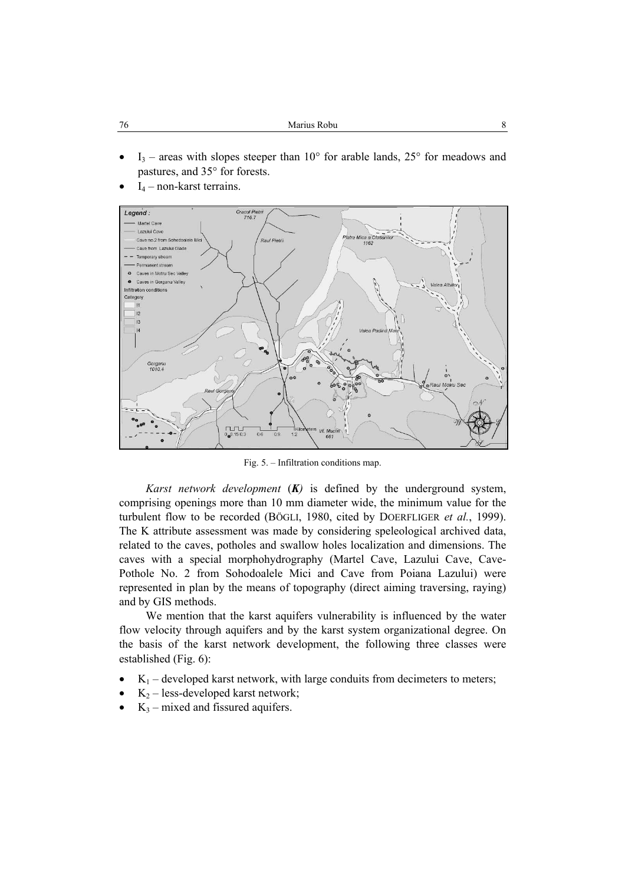- $I_3$ – areas with slopes steeper than 10° for arable lands, 25° for meadows and pastures, and 35° for forests.
- $I_4$ – non-karst terrains.

Fig. 5. – Infiltration conditions map.

*Karst network development* (***K***) is defined by the underground system, comprising openings more than 10 mm diameter wide, the minimum value for the turbulent flow to be recorded (BÖGLI, 1980, cited by DOERFLIGER *et al.*, 1999). The K attribute assessment was made by considering speleological archived data, related to the caves, potholes and swallow holes localization and dimensions. The caves with a special morphohydrography (Martel Cave, Lazului Cave, Cave-Pothole No. 2 from Sohodoalele Mici and Cave from Poiana Lazului) were represented in plan by the means of topography (direct aiming traversing, raying) and by GIS methods.

We mention that the karst aquifers vulnerability is influenced by the water flow velocity through aquifers and by the karst system organizational degree. On the basis of the karst network development, the following three classes were established (Fig. 6):

- $K_1$ – developed karst network, with large conduits from decimeters to meters;
- $K_2$ – less-developed karst network;
- $K_3$ – mixed and fissured aquifers.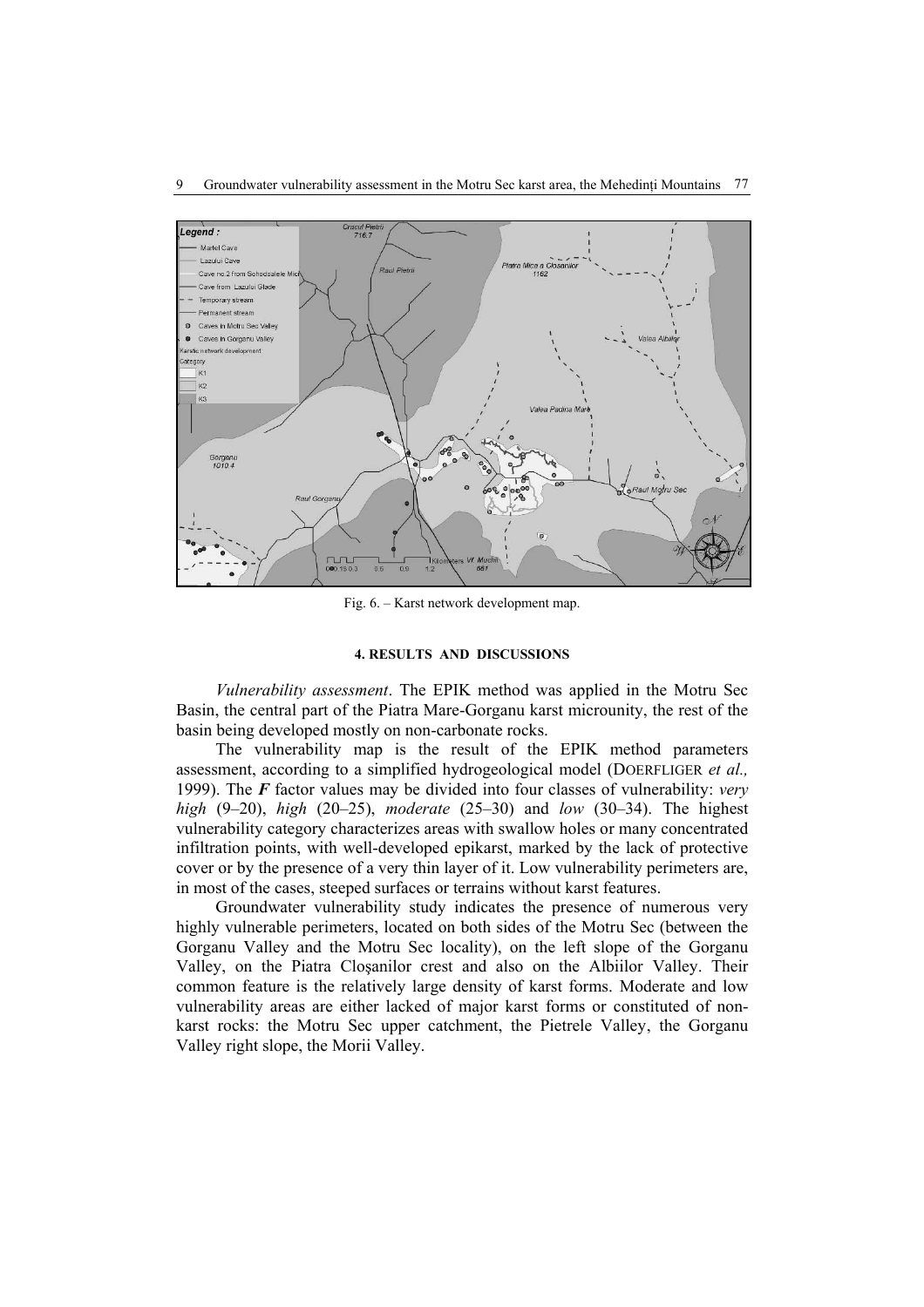Fig. 6. – Karst network development map.

#### 4. RESULTS AND DISCUSSIONS

*Vulnerability assessment*. The EPIK method was applied in the Motru Sec Basin, the central part of the Piatra Mare-Gorganu karst microunity, the rest of the basin being developed mostly on non-carbonate rocks.

The vulnerability map is the result of the EPIK method parameters assessment, according to a simplified hydrogeological model (DOERFLIGER *et al.,* 1999). The ***F*** factor values may be divided into four classes of vulnerability: *very high* (9–20), *high* (20–25), *moderate* (25–30) and *low* (30–34). The highest vulnerability category characterizes areas with swallow holes or many concentrated infiltration points, with well-developed epikarst, marked by the lack of protective cover or by the presence of a very thin layer of it. Low vulnerability perimeters are, in most of the cases, steeped surfaces or terrains without karst features.

Groundwater vulnerability study indicates the presence of numerous very highly vulnerable perimeters, located on both sides of the Motru Sec (between the Gorganu Valley and the Motru Sec locality), on the left slope of the Gorganu Valley, on the Piatra Cloșanilor crest and also on the Albiilor Valley. Their common feature is the relatively large density of karst forms. Moderate and low vulnerability areas are either lacked of major karst forms or constituted of non-karst rocks: the Motru Sec upper catchment, the Pietrele Valley, the Gorganu Valley right slope, the Morii Valley.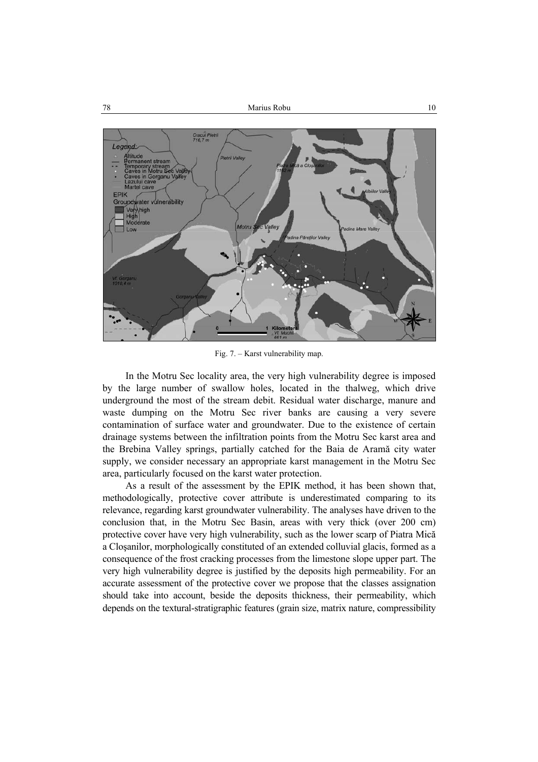Fig. 7. – Karst vulnerability map.

In the Motru Sec locality area, the very high vulnerability degree is imposed by the large number of swallow holes, located in the thalweg, which drive underground the most of the stream debit. Residual water discharge, manure and waste dumping on the Motru Sec river banks are causing a very severe contamination of surface water and groundwater. Due to the existence of certain drainage systems between the infiltration points from the Motru Sec karst area and the Brebina Valley springs, partially catched for the Baia de Aramă city water supply, we consider necessary an appropriate karst management in the Motru Sec area, particularly focused on the karst water protection.

As a result of the assessment by the EPIK method, it has been shown that, methodologically, protective cover attribute is underestimated comparing to its relevance, regarding karst groundwater vulnerability. The analyses have driven to the conclusion that, in the Motru Sec Basin, areas with very thick (over 200 cm) protective cover have very high vulnerability, such as the lower scarp of Piatra Mică a Cloşanilor, morphologically constituted of an extended colluvial glacis, formed as a consequence of the frost cracking processes from the limestone slope upper part. The very high vulnerability degree is justified by the deposits high permeability. For an accurate assessment of the protective cover we propose that the classes assignation should take into account, beside the deposits thickness, their permeability, which depends on the textural-stratigraphic features (grain size, matrix nature, compressibility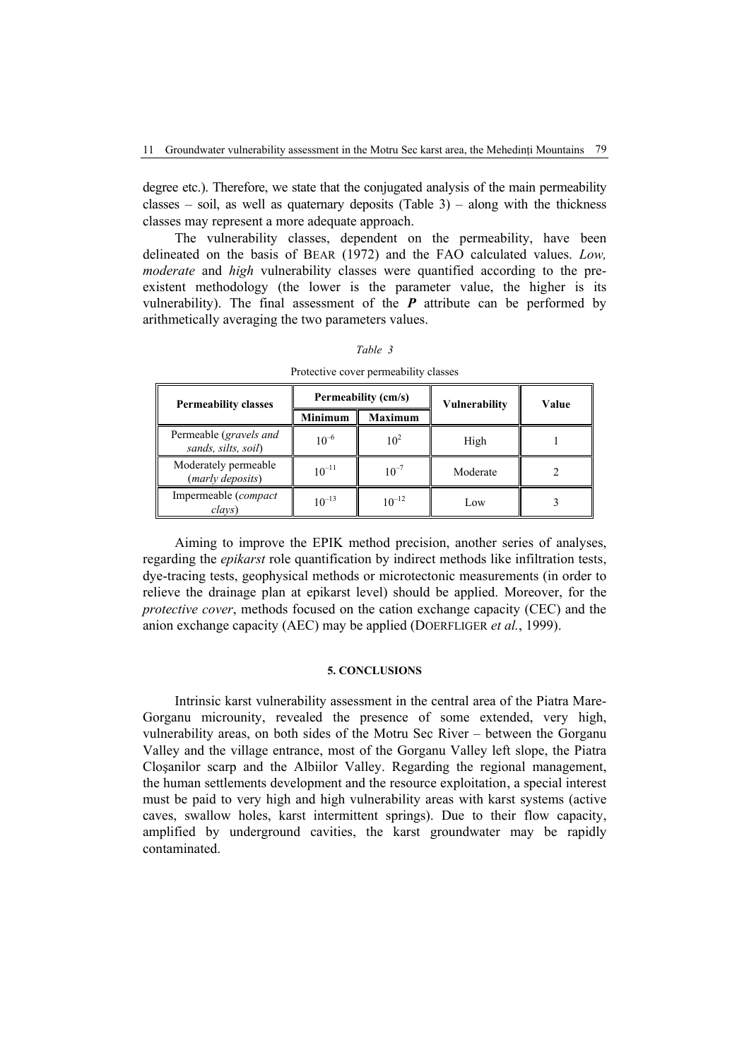degree etc.). Therefore, we state that the conjugated analysis of the main permeability classes – soil, as well as quaternary deposits (Table 3) – along with the thickness classes may represent a more adequate approach.

The vulnerability classes, dependent on the permeability, have been delineated on the basis of BEAR (1972) and the FAO calculated values. *Low, moderate* and *high* vulnerability classes were quantified according to the pre-existent methodology (the lower is the parameter value, the higher is its vulnerability). The final assessment of the ***P*** attribute can be performed by arithmetically averaging the two parameters values.

*Table 3*

Protective cover permeability classes

| Permeability classes | Permeability (cm/s) | | Vulnerability | Value |
|---|---|---|---|---|
| | Minimum | Maximum | | |
| Permeable (*gravels and sands, silts, soil*) | $10^{-6}$ | $10^{2}$ | High | 1 |
| Moderately permeable (*marly deposits*) | $10^{-11}$ | $10^{-7}$ | Moderate | 2 |
| Impermeable (*compact clays*) | $10^{-13}$ | $10^{-12}$ | Low | 3 |

Aiming to improve the EPIK method precision, another series of analyses, regarding the *epikarst* role quantification by indirect methods like infiltration tests, dye-tracing tests, geophysical methods or microtectonic measurements (in order to relieve the drainage plan at epikarst level) should be applied. Moreover, for the *protective cover*, methods focused on the cation exchange capacity (CEC) and the anion exchange capacity (AEC) may be applied (DOERFLIGER *et al.*, 1999).

## 5. CONCLUSIONS

Intrinsic karst vulnerability assessment in the central area of the Piatra Mare-Gorganu microunity, revealed the presence of some extended, very high, vulnerability areas, on both sides of the Motru Sec River – between the Gorganu Valley and the village entrance, most of the Gorganu Valley left slope, the Piatra Cloşanilor scarp and the Albiilor Valley. Regarding the regional management, the human settlements development and the resource exploitation, a special interest must be paid to very high and high vulnerability areas with karst systems (active caves, swallow holes, karst intermittent springs). Due to their flow capacity, amplified by underground cavities, the karst groundwater may be rapidly contaminated.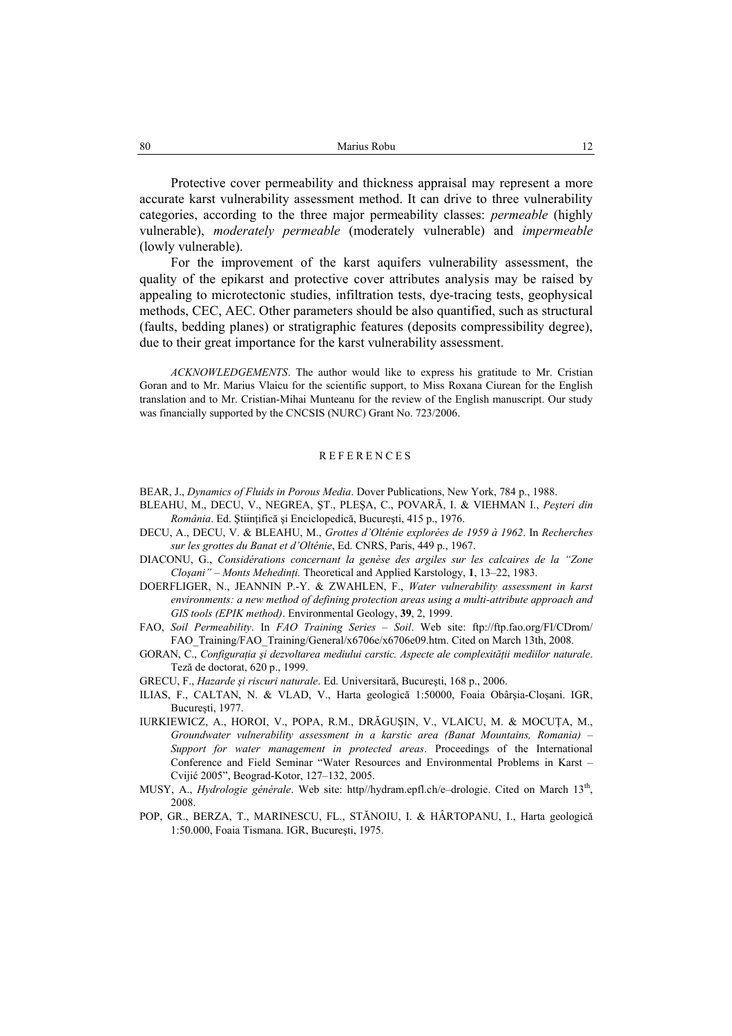Protective cover permeability and thickness appraisal may represent a more accurate karst vulnerability assessment method. It can drive to three vulnerability categories, according to the three major permeability classes: *permeable* (highly vulnerable), *moderately permeable* (moderately vulnerable) and *impermeable* (lowly vulnerable).

For the improvement of the karst aquifers vulnerability assessment, the quality of the epikarst and protective cover attributes analysis may be raised by appealing to microtectonic studies, infiltration tests, dye-tracing tests, geophysical methods, CEC, AEC. Other parameters should be also quantified, such as structural (faults, bedding planes) or stratigraphic features (deposits compressibility degree), due to their great importance for the karst vulnerability assessment.

*ACKNOWLEDGEMENTS*. The author would like to express his gratitude to Mr. Cristian Goran and to Mr. Marius Vlaicu for the scientific support, to Miss Roxana Ciurean for the English translation and to Mr. Cristian-Mihai Munteanu for the review of the English manuscript. Our study was financially supported by the CNCSIS (NURC) Grant No. 723/2006.

## REFERENCES

BEAR, J., *Dynamics of Fluids in Porous Media*. Dover Publications, New York, 784 p., 1988.

BLEAHU, M., DECU, V., NEGREA, ŞT., PLEŞA, C., POVARĂ, I. & VIEHMAN I., *Peşteri din România*. Ed. Ştiinţifică şi Enciclopedică, Bucureşti, 415 p., 1976.

DECU, A., DECU, V. & BLEAHU, M., *Grottes d'Olténie explorées de 1959 à 1962*. In *Recherches sur les grottes du Banat et d'Olténie*, Ed. CNRS, Paris, 449 p., 1967.

DIACONU, G., *Considérations concernant la genèse des argiles sur les calcaires de la "Zone Cloşani" – Monts Mehedinţi.* Theoretical and Applied Karstology, **1**, 13–22, 1983.

DOERFLIGER, N., JEANNIN P.-Y. & ZWAHLEN, F., *Water vulnerability assessment in karst environments: a new method of defining protection areas using a multi-attribute approach and GIS tools (EPIK method)*. Environmental Geology, **39**, 2, 1999.

FAO, *Soil Permeability*. In *FAO Training Series – Soil*. Web site: ftp://ftp.fao.org/FI/CDrom/FAO_Training/FAO_Training/General/x6706e/x6706e09.htm. Cited on March 13th, 2008.

GORAN, C., *Configuraţia şi dezvoltarea mediului carstic. Aspecte ale complexităţii mediilor naturale*. Teză de doctorat, 620 p., 1999.

GRECU, F., *Hazarde şi riscuri naturale*. Ed. Universitară, Bucureşti, 168 p., 2006.

ILIAS, F., CALTAN, N. & VLAD, V., Harta geologică 1:50000, Foaia Obârşia-Cloşani. IGR, Bucureşti, 1977.

IURKIEWICZ, A., HOROI, V., POPA, R.M., DRĂGUŞIN, V., VLAICU, M. & MOCUŢA, M., *Groundwater vulnerability assessment in a karstic area (Banat Mountains, Romania) – Support for water management in protected areas*. Proceedings of the International Conference and Field Seminar "Water Resources and Environmental Problems in Karst – Cvijić 2005", Beograd-Kotor, 127–132, 2005.

MUSY, A., *Hydrologie générale*. Web site: http//hydram.epfl.ch/e–drologie. Cited on March 13th, 2008.

POP, GR., BERZA, T., MARINESCU, FL., STĂNOIU, I. & HÂRTOPANU, I., Harta geologică 1:50.000, Foaia Tismana. IGR, Bucureşti, 1975.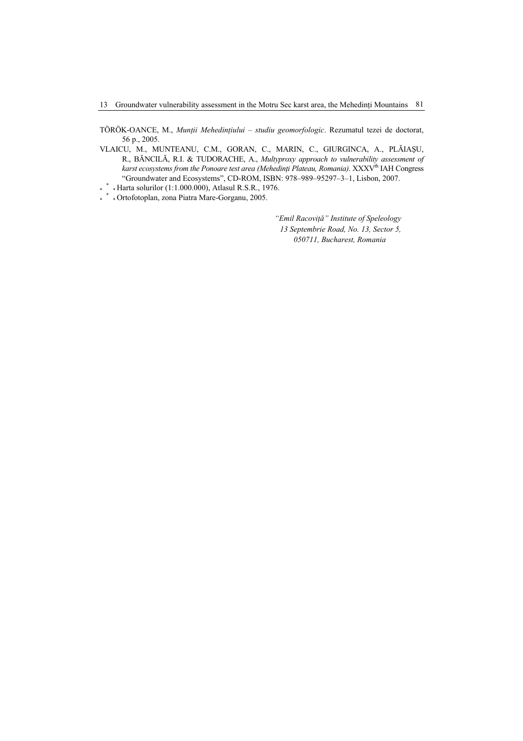TÖRÖK-OANCE, M., *Munții Mehedințiului – studiu geomorfologic*. Rezumatul tezei de doctorat, 56 p., 2005.

VLAICU, M., MUNTEANU, C.M., GORAN, C., MARIN, C., GIURGINCA, A., PLĂIAȘU, R., BĂNCILĂ, R.I. & TUDORACHE, A., *Multyproxy approach to vulnerability assessment of karst ecosystems from the Ponoare test area (Mehedinți Plateau, Romania)*. XXXV[th] IAH Congress "Groundwater and Ecosystems", CD-ROM, ISBN: 978–989–95297–3–1, Lisbon, 2007.

*** Harta solurilor (1:1.000.000), Atlasul R.S.R., 1976.

*** Ortofotoplan, zona Piatra Mare-Gorganu, 2005.

*"Emil Racoviță" Institute of Speleology*
*13 Septembrie Road, No. 13, Sector 5,*
*050711, Bucharest, Romania*